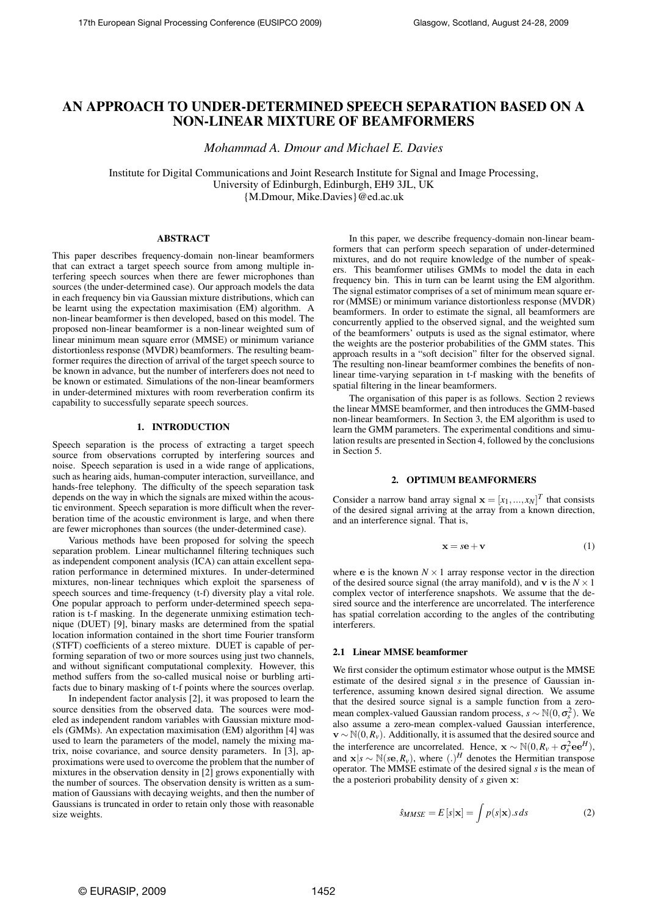# AN APPROACH TO UNDER-DETERMINED SPEECH SEPARATION BASED ON A NON-LINEAR MIXTURE OF BEAMFORMERS

*Mohammad A. Dmour and Michael E. Davies*

Institute for Digital Communications and Joint Research Institute for Signal and Image Processing,
University of Edinburgh, Edinburgh, EH9 3JL, UK
{M.Dmour, Mike.Davies}@ed.ac.uk

## ABSTRACT

This paper describes frequency-domain non-linear beamformers that can extract a target speech source from among multiple interfering speech sources when there are fewer microphones than sources (the under-determined case). Our approach models the data in each frequency bin via Gaussian mixture distributions, which can be learnt using the expectation maximisation (EM) algorithm. A non-linear beamformer is then developed, based on this model. The proposed non-linear beamformer is a non-linear weighted sum of linear minimum mean square error (MMSE) or minimum variance distortionless response (MVDR) beamformers. The resulting beamformer requires the direction of arrival of the target speech source to be known in advance, but the number of interferers does not need to be known or estimated. Simulations of the non-linear beamformers in under-determined mixtures with room reverberation confirm its capability to successfully separate speech sources.

## 1. INTRODUCTION

Speech separation is the process of extracting a target speech source from observations corrupted by interfering sources and noise. Speech separation is used in a wide range of applications, such as hearing aids, human-computer interaction, surveillance, and hands-free telephony. The difficulty of the speech separation task depends on the way in which the signals are mixed within the acoustic environment. Speech separation is more difficult when the reverberation time of the acoustic environment is large, and when there are fewer microphones than sources (the under-determined case).

Various methods have been proposed for solving the speech separation problem. Linear multichannel filtering techniques such as independent component analysis (ICA) can attain excellent separation performance in determined mixtures. In under-determined mixtures, non-linear techniques which exploit the sparseness of speech sources and time-frequency (t-f) diversity play a vital role. One popular approach to perform under-determined speech separation is t-f masking. In the degenerate unmixing estimation technique (DUET) [9], binary masks are determined from the spatial location information contained in the short time Fourier transform (STFT) coefficients of a stereo mixture. DUET is capable of performing separation of two or more sources using just two channels, and without significant computational complexity. However, this method suffers from the so-called musical noise or burbling artifacts due to binary masking of t-f points where the sources overlap.

In independent factor analysis [2], it was proposed to learn the source densities from the observed data. The sources were modeled as independent random variables with Gaussian mixture models (GMMs). An expectation maximisation (EM) algorithm [4] was used to learn the parameters of the model, namely the mixing matrix, noise covariance, and source density parameters. In [3], approximations were used to overcome the problem that the number of mixtures in the observation density in [2] grows exponentially with the number of sources. The observation density is written as a summation of Gaussians with decaying weights, and then the number of Gaussians is truncated in order to retain only those with reasonable size weights.

In this paper, we describe frequency-domain non-linear beamformers that can perform speech separation of under-determined mixtures, and do not require knowledge of the number of speakers. This beamformer utilises GMMs to model the data in each frequency bin. This in turn can be learnt using the EM algorithm. The signal estimator comprises of a set of minimum mean square error (MMSE) or minimum variance distortionless response (MVDR) beamformers. In order to estimate the signal, all beamformers are concurrently applied to the observed signal, and the weighted sum of the beamformers' outputs is used as the signal estimator, where the weights are the posterior probabilities of the GMM states. This approach results in a "soft decision" filter for the observed signal. The resulting non-linear beamformer combines the benefits of non-linear time-varying separation in t-f masking with the benefits of spatial filtering in the linear beamformers.

The organisation of this paper is as follows. Section 2 reviews the linear MMSE beamformer, and then introduces the GMM-based non-linear beamformers. In Section 3, the EM algorithm is used to learn the GMM parameters. The experimental conditions and simulation results are presented in Section 4, followed by the conclusions in Section 5.

## 2. OPTIMUM BEAMFORMERS

Consider a narrow band array signal $\mathbf{x} = [x_1, ..., x_N]^T$ that consists of the desired signal arriving at the array from a known direction, and an interference signal. That is,

$$\mathbf{x} = s\mathbf{e} + \mathbf{v} \tag{1}$$

where $\mathbf{e}$ is the known $N \times 1$ array response vector in the direction of the desired source signal (the array manifold), and $\mathbf{v}$ is the $N \times 1$ complex vector of interference snapshots. We assume that the desired source and the interference are uncorrelated. The interference has spatial correlation according to the angles of the contributing interferers.

### 2.1 Linear MMSE beamformer

We first consider the optimum estimator whose output is the MMSE estimate of the desired signal $s$ in the presence of Gaussian interference, assuming known desired signal direction. We assume that the desired source signal is a sample function from a zero-mean complex-valued Gaussian random process, $s \sim \mathbb{N}(0, \sigma_s^2)$. We also assume a zero-mean complex-valued Gaussian interference, $\mathbf{v} \sim \mathbb{N}(0, R_v)$. Additionally, it is assumed that the desired source and the interference are uncorrelated. Hence, $\mathbf{x} \sim \mathbb{N}(0, R_v + \sigma_s^2 \mathbf{e}\mathbf{e}^H)$, and $\mathbf{x}|s \sim \mathbb{N}(s\mathbf{e}, R_v)$, where $(.)^H$ denotes the Hermitian transpose operator. The MMSE estimate of the desired signal $s$ is the mean of the a posteriori probability density of $s$ given $\mathbf{x}$:

$$\hat{s}_{MMSE} = E[s|\mathbf{x}] = \int p(s|\mathbf{x}).s\, ds \tag{2}$$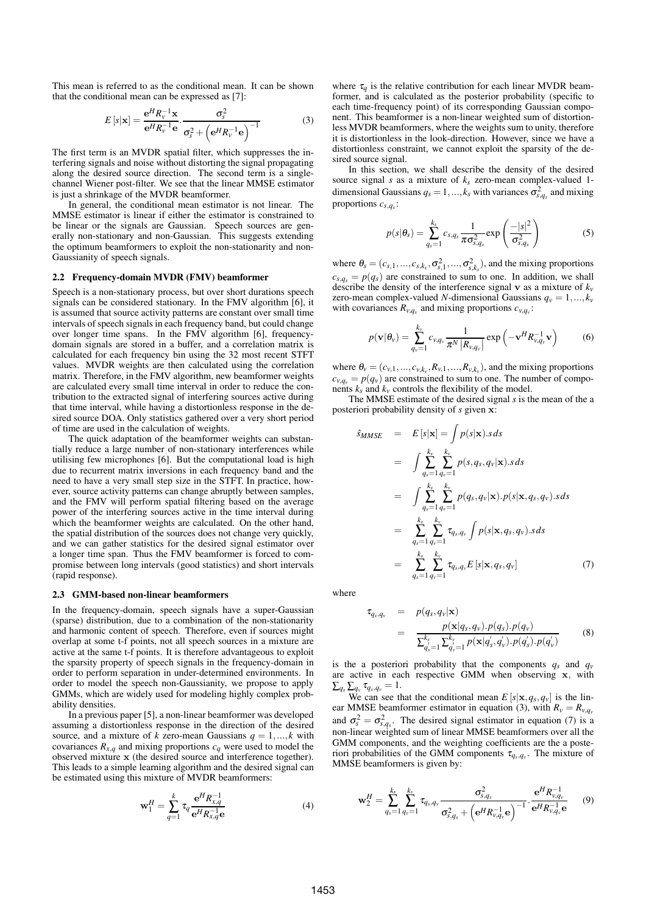This mean is referred to as the conditional mean. It can be shown that the conditional mean can be expressed as [7]:

$$E[s|\mathbf{x}] = \frac{\mathbf{e}^H R_v^{-1}\mathbf{x}}{\mathbf{e}^H R_v^{-1}\mathbf{e}} \cdot \frac{\sigma_s^2}{\sigma_s^2 + \left(\mathbf{e}^H R_v^{-1}\mathbf{e}\right)^{-1}} \tag{3}$$

The first term is an MVDR spatial filter, which suppresses the interfering signals and noise without distorting the signal propagating along the desired source direction. The second term is a single-channel Wiener post-filter. We see that the linear MMSE estimator is just a shrinkage of the MVDR beamformer.

In general, the conditional mean estimator is not linear. The MMSE estimator is linear if either the estimator is constrained to be linear or the signals are Gaussian. Speech sources are generally non-stationary and non-Gaussian. This suggests extending the optimum beamformers to exploit the non-stationarity and non-Gaussianity of speech signals.

### 2.2 Frequency-domain MVDR (FMV) beamformer

Speech is a non-stationary process, but over short durations speech signals can be considered stationary. In the FMV algorithm [6], it is assumed that source activity patterns are constant over small time intervals of speech signals in each frequency band, but could change over longer time spans. In the FMV algorithm [6], frequency-domain signals are stored in a buffer, and a correlation matrix is calculated for each frequency bin using the 32 most recent STFT values. MVDR weights are then calculated using the correlation matrix. Therefore, in the FMV algorithm, new beamformer weights are calculated every small time interval in order to reduce the contribution to the extracted signal of interfering sources active during that time interval, while having a distortionless response in the desired source DOA. Only statistics gathered over a very short period of time are used in the calculation of weights.

The quick adaptation of the beamformer weights can substantially reduce a large number of non-stationary interferences while utilising few microphones [6]. But the computational load is high due to recurrent matrix inversions in each frequency band and the need to have a very small step size in the STFT. In practice, however, source activity patterns can change abruptly between samples, and the FMV will perform spatial filtering based on the average power of the interfering sources active in the time interval during which the beamformer weights are calculated. On the other hand, the spatial distribution of the sources does not change very quickly, and we can gather statistics for the desired signal estimator over a longer time span. Thus the FMV beamformer is forced to compromise between long intervals (good statistics) and short intervals (rapid response).

### 2.3 GMM-based non-linear beamformers

In the frequency-domain, speech signals have a super-Gaussian (sparse) distribution, due to a combination of the non-stationarity and harmonic content of speech. Therefore, even if sources might overlap at some t-f points, not all speech sources in a mixture are active at the same t-f points. It is therefore advantageous to exploit the sparsity property of speech signals in the frequency-domain in order to perform separation in under-determined environments. In order to model the speech non-Gaussianity, we propose to apply GMMs, which are widely used for modeling highly complex probability densities.

In a previous paper [5], a non-linear beamformer was developed assuming a distortionless response in the direction of the desired source, and a mixture of $k$ zero-mean Gaussians $q = 1,...,k$ with covariances $R_{x,q}$ and mixing proportions $c_q$ were used to model the observed mixture $\mathbf{x}$ (the desired source and interference together). This leads to a simple learning algorithm and the desired signal can be estimated using this mixture of MVDR beamformers:

$$\mathbf{w}_1^H = \sum_{q=1}^{k} \tau_q \frac{\mathbf{e}^H R_{x,q}^{-1}}{\mathbf{e}^H R_{x,q}^{-1}\mathbf{e}} \tag{4}$$

where $\tau_q$ is the relative contribution for each linear MVDR beamformer, and is calculated as the posterior probability (specific to each time-frequency point) of its corresponding Gaussian component. This beamformer is a non-linear weighted sum of distortionless MVDR beamformers, where the weights sum to unity, therefore it is distortionless in the look-direction. However, since we have a distortionless constraint, we cannot exploit the sparsity of the desired source signal.

In this section, we shall describe the density of the desired source signal $s$ as a mixture of $k_s$ zero-mean complex-valued 1-dimensional Gaussians $q_s = 1,...,k_s$ with variances $\sigma^2_{s,q_s}$ and mixing proportions $c_{s,q_s}$:

$$p(s|\theta_s) = \sum_{q_s=1}^{k_s} c_{s,q_s} \frac{1}{\pi\sigma^2_{s,q_s}} \exp\left(\frac{-|s|^2}{\sigma^2_{s,q_s}}\right) \tag{5}$$

where $\theta_s = (c_{s,1},...,c_{s,k_s},\sigma^2_{s,1},...,\sigma^2_{s,k_s})$, and the mixing proportions $c_{s,q_s} = p(q_s)$ are constrained to sum to one. In addition, we shall describe the density of the interference signal $\mathbf{v}$ as a mixture of $k_v$ zero-mean complex-valued $N$-dimensional Gaussians $q_v = 1,...,k_v$ with covariances $R_{v,q_v}$ and mixing proportions $c_{v,q_v}$:

$$p(\mathbf{v}|\theta_v) = \sum_{q_v=1}^{k_v} c_{v,q_v} \frac{1}{\pi^N |R_{v,q_v}|} \exp\left(-\mathbf{v}^H R_{v,q_v}^{-1}\mathbf{v}\right) \tag{6}$$

where $\theta_v = (c_{v,1},...,c_{v,k_v},R_{v,1},...,R_{v,k_v})$, and the mixing proportions $c_{v,q_v} = p(q_v)$ are constrained to sum to one. The number of components $k_s$ and $k_v$ controls the flexibility of the model.

The MMSE estimate of the desired signal $s$ is the mean of the a posteriori probability density of $s$ given $\mathbf{x}$:

$$\begin{aligned}
\hat{s}_{MMSE} &= E[s|\mathbf{x}] = \int p(s|\mathbf{x}).s\,ds \\
&= \int \sum_{q_s=1}^{k_s}\sum_{q_v=1}^{k_v} p(s,q_s,q_v|\mathbf{x}).s\,ds \\
&= \int \sum_{q_s=1}^{k_s}\sum_{q_v=1}^{k_v} p(q_s,q_v|\mathbf{x}).p(s|\mathbf{x},q_s,q_v).s\,ds \\
&= \sum_{q_s=1}^{k_s}\sum_{q_v=1}^{k_v} \tau_{q_s,q_v} \int p(s|\mathbf{x},q_s,q_v).s\,ds \\
&= \sum_{q_s=1}^{k_s}\sum_{q_v=1}^{k_v} \tau_{q_s,q_v} E[s|\mathbf{x},q_s,q_v]
\end{aligned} \tag{7}$$

where

$$\begin{aligned}
\tau_{q_s,q_v} &= p(q_s,q_v|\mathbf{x}) \\
&= \frac{p(\mathbf{x}|q_s,q_v).p(q_s).p(q_v)}{\sum_{q_s'=1}^{k_s}\sum_{q_v'=1}^{k_v} p(\mathbf{x}|q_s',q_v').p(q_s').p(q_v')}
\end{aligned} \tag{8}$$

is the a posteriori probability that the components $q_s$ and $q_v$ are active in each respective GMM when observing $\mathbf{x}$, with $\sum_{q_s}\sum_{q_v}\tau_{q_s,q_v} = 1$.

We can see that the conditional mean $E[s|\mathbf{x},q_s,q_v]$ is the linear MMSE beamformer estimator in equation (3), with $R_v = R_{v,q_v}$ and $\sigma_s^2 = \sigma^2_{s,q_s}$. The desired signal estimator in equation (7) is a non-linear weighted sum of linear MMSE beamformers over all the GMM components, and the weighting coefficients are the a posteriori probabilities of the GMM components $\tau_{q_s,q_v}$. The mixture of MMSE beamformers is given by:

$$\mathbf{w}_2^H = \sum_{q_s=1}^{k_s}\sum_{q_v=1}^{k_v} \tau_{q_s,q_v} \frac{\sigma^2_{s,q_s}}{\sigma^2_{s,q_s} + \left(\mathbf{e}^H R_{v,q_v}^{-1}\mathbf{e}\right)^{-1}} \cdot \frac{\mathbf{e}^H R_{v,q_v}^{-1}}{\mathbf{e}^H R_{v,q_v}^{-1}\mathbf{e}} \tag{9}$$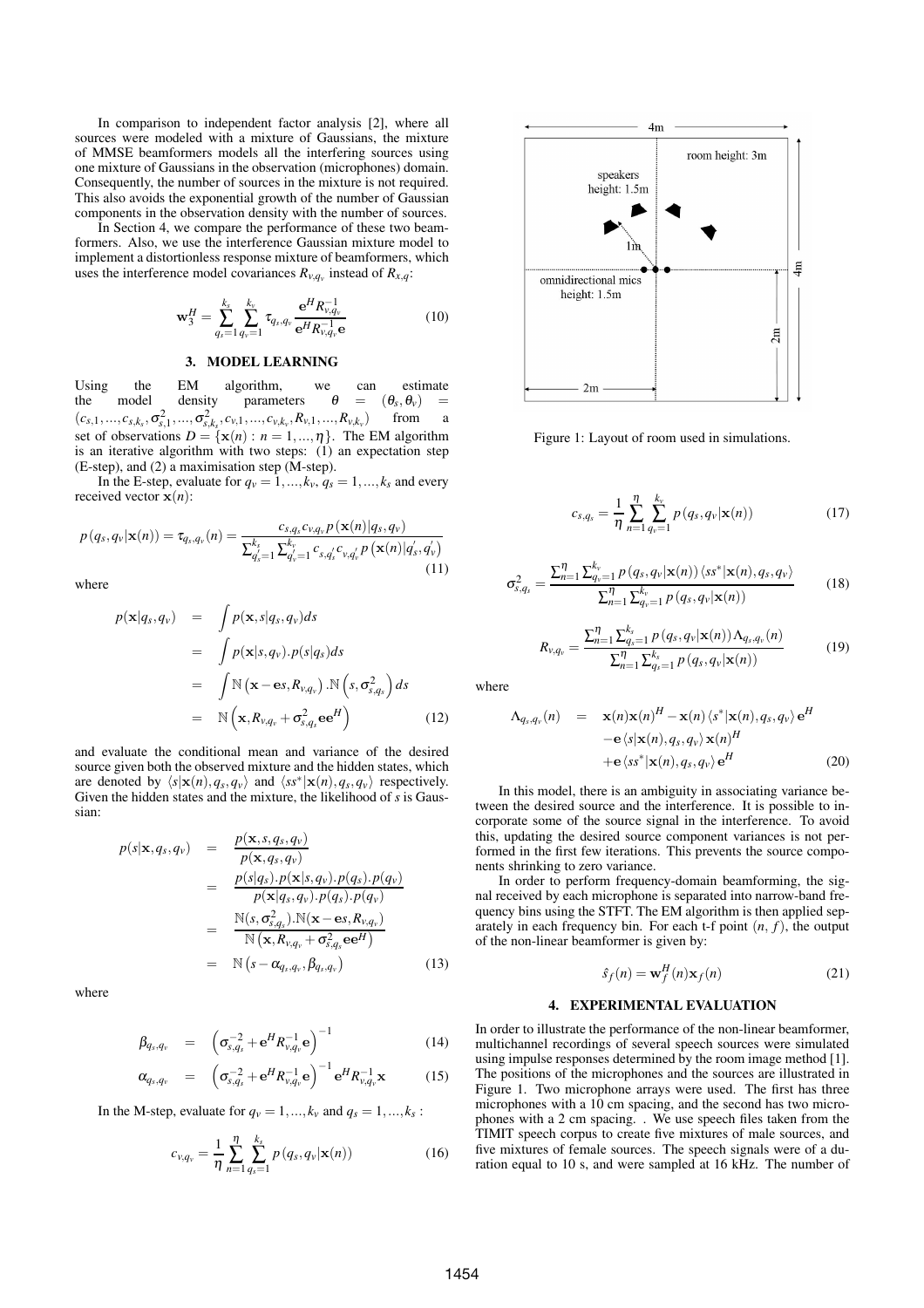In comparison to independent factor analysis [2], where all sources were modeled with a mixture of Gaussians, the mixture of MMSE beamformers models all the interfering sources using one mixture of Gaussians in the observation (microphones) domain. Consequently, the number of sources in the mixture is not required. This also avoids the exponential growth of the number of Gaussian components in the observation density with the number of sources.

In Section 4, we compare the performance of these two beamformers. Also, we use the interference Gaussian mixture model to implement a distortionless response mixture of beamformers, which uses the interference model covariances $R_{v,q_v}$ instead of $R_{x,q}$:

$$\mathbf{w}_3^H = \sum_{q_s=1}^{k_s} \sum_{q_v=1}^{k_v} \tau_{q_s,q_v} \frac{\mathbf{e}^H R_{v,q_v}^{-1}}{\mathbf{e}^H R_{v,q_v}^{-1} \mathbf{e}} \tag{10}$$

## 3. MODEL LEARNING

Using the EM algorithm, we can estimate the model density parameters $\theta = (\theta_s, \theta_v) = (c_{s,1}, ..., c_{s,k_s}, \sigma_{s,1}^2, ..., \sigma_{s,k_s}^2, c_{v,1}, ..., c_{v,k_v}, R_{v,1}, ..., R_{v,k_v})$ from a set of observations $D = \{\mathbf{x}(n) : n = 1, ..., \eta\}$. The EM algorithm is an iterative algorithm with two steps: (1) an expectation step (E-step), and (2) a maximisation step (M-step).

In the E-step, evaluate for $q_v = 1, ..., k_v$, $q_s = 1, ..., k_s$ and every received vector $\mathbf{x}(n)$:

$$p(q_s, q_v|\mathbf{x}(n)) = \tau_{q_s,q_v}(n) = \frac{c_{s,q_s} c_{v,q_v} p(\mathbf{x}(n)|q_s, q_v)}{\sum_{q_s'=1}^{k_s} \sum_{q_v'=1}^{k_v} c_{s,q_s'} c_{v,q_v'} p(\mathbf{x}(n)|q_s', q_v')} \tag{11}$$

where

$$\begin{aligned} p(\mathbf{x}|q_s, q_v) &= \int p(\mathbf{x}, s|q_s, q_v) ds \\ &= \int p(\mathbf{x}|s, q_v).p(s|q_s) ds \\ &= \int \mathbb{N}\left(\mathbf{x} - \mathbf{e}s, R_{v,q_v}\right).\mathbb{N}\left(s, \sigma_{s,q_s}^2\right) ds \\ &= \mathbb{N}\left(\mathbf{x}, R_{v,q_v} + \sigma_{s,q_s}^2 \mathbf{e}\mathbf{e}^H\right) \end{aligned} \tag{12}$$

and evaluate the conditional mean and variance of the desired source given both the observed mixture and the hidden states, which are denoted by $\langle s|\mathbf{x}(n), q_s, q_v\rangle$ and $\langle ss^*|\mathbf{x}(n), q_s, q_v\rangle$ respectively. Given the hidden states and the mixture, the likelihood of $s$ is Gaussian:

$$\begin{aligned} p(s|\mathbf{x}, q_s, q_v) &= \frac{p(\mathbf{x}, s, q_s, q_v)}{p(\mathbf{x}, q_s, q_v)} \\ &= \frac{p(s|q_s).p(\mathbf{x}|s, q_v).p(q_s).p(q_v)}{p(\mathbf{x}|q_s, q_v).p(q_s).p(q_v)} \\ &= \frac{\mathbb{N}(s, \sigma_{s,q_s}^2).\mathbb{N}(\mathbf{x} - \mathbf{e}s, R_{v,q_v})}{\mathbb{N}\left(\mathbf{x}, R_{v,q_v} + \sigma_{s,q_s}^2 \mathbf{e}\mathbf{e}^H\right)} \\ &= \mathbb{N}\left(s - \alpha_{q_s,q_v}, \beta_{q_s,q_v}\right) \end{aligned} \tag{13}$$

where

$$\beta_{q_s,q_v} = \left(\sigma_{s,q_s}^{-2} + \mathbf{e}^H R_{v,q_v}^{-1} \mathbf{e}\right)^{-1} \tag{14}$$

$$\alpha_{q_s,q_v} = \left(\sigma_{s,q_s}^{-2} + \mathbf{e}^H R_{v,q_v}^{-1} \mathbf{e}\right)^{-1} \mathbf{e}^H R_{v,q_v}^{-1} \mathbf{x} \tag{15}$$

In the M-step, evaluate for $q_v = 1, ..., k_v$ and $q_s = 1, ..., k_s$ :

$$c_{v,q_v} = \frac{1}{\eta} \sum_{n=1}^{\eta} \sum_{q_s=1}^{k_s} p(q_s, q_v|\mathbf{x}(n)) \tag{16}$$

Figure 1: Layout of room used in simulations.

$$c_{s,q_s} = \frac{1}{\eta} \sum_{n=1}^{\eta} \sum_{q_v=1}^{k_v} p(q_s, q_v|\mathbf{x}(n)) \tag{17}$$

$$\sigma_{s,q_s}^2 = \frac{\sum_{n=1}^{\eta} \sum_{q_v=1}^{k_v} p(q_s, q_v|\mathbf{x}(n)) \langle ss^*|\mathbf{x}(n), q_s, q_v\rangle}{\sum_{n=1}^{\eta} \sum_{q_v=1}^{k_v} p(q_s, q_v|\mathbf{x}(n))} \tag{18}$$

$$R_{v,q_v} = \frac{\sum_{n=1}^{\eta} \sum_{q_s=1}^{k_s} p(q_s, q_v|\mathbf{x}(n)) \Lambda_{q_s,q_v}(n)}{\sum_{n=1}^{\eta} \sum_{q_s=1}^{k_s} p(q_s, q_v|\mathbf{x}(n))} \tag{19}$$

where

$$\begin{aligned} \Lambda_{q_s,q_v}(n) = \; & \mathbf{x}(n)\mathbf{x}(n)^H - \mathbf{x}(n) \langle s^*|\mathbf{x}(n), q_s, q_v\rangle \mathbf{e}^H \\ & - \mathbf{e} \langle s|\mathbf{x}(n), q_s, q_v\rangle \mathbf{x}(n)^H \\ & + \mathbf{e} \langle ss^*|\mathbf{x}(n), q_s, q_v\rangle \mathbf{e}^H \end{aligned} \tag{20}$$

In this model, there is an ambiguity in associating variance between the desired source and the interference. It is possible to incorporate some of the source signal in the interference. To avoid this, updating the desired source component variances is not performed in the first few iterations. This prevents the source components shrinking to zero variance.

In order to perform frequency-domain beamforming, the signal received by each microphone is separated into narrow-band frequency bins using the STFT. The EM algorithm is then applied separately in each frequency bin. For each t-f point $(n, f)$, the output of the non-linear beamformer is given by:

$$\hat{s}_f(n) = \mathbf{w}_f^H(n) \mathbf{x}_f(n) \tag{21}$$

## 4. EXPERIMENTAL EVALUATION

In order to illustrate the performance of the non-linear beamformer, multichannel recordings of several speech sources were simulated using impulse responses determined by the room image method [1]. The positions of the microphones and the sources are illustrated in Figure 1. Two microphone arrays were used. The first has three microphones with a 10 cm spacing, and the second has two microphones with a 2 cm spacing. . We use speech files taken from the TIMIT speech corpus to create five mixtures of male sources, and five mixtures of female sources. The speech signals were of a duration equal to 10 s, and were sampled at 16 kHz. The number of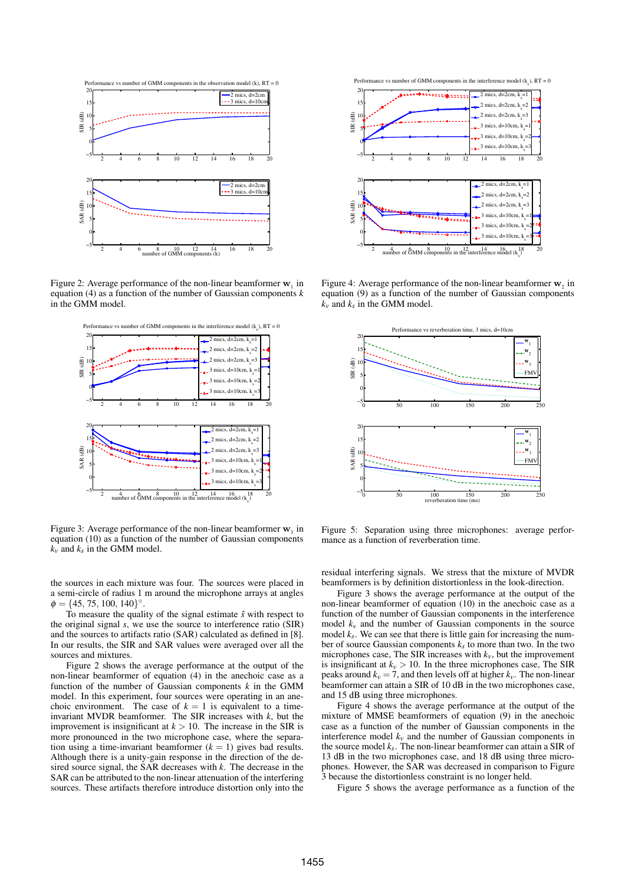Figure 2: Average performance of the non-linear beamformer $\mathbf{w}_1$ in equation (4) as a function of the number of Gaussian components $k$ in the GMM model.

Figure 4: Average performance of the non-linear beamformer $\mathbf{w}_2$ in equation (9) as a function of the number of Gaussian components $k_v$ and $k_s$ in the GMM model.

Figure 3: Average performance of the non-linear beamformer $\mathbf{w}_3$ in equation (10) as a function of the number of Gaussian components $k_v$ and $k_s$ in the GMM model.

Figure 5: Separation using three microphones: average performance as a function of reverberation time.

the sources in each mixture was four. The sources were placed in a semi-circle of radius 1 m around the microphone arrays at angles $\phi = \{45, 75, 100, 140\}^{\circ}$.

To measure the quality of the signal estimate $\hat{s}$ with respect to the original signal $s$, we use the source to interference ratio (SIR) and the sources to artifacts ratio (SAR) calculated as defined in [8]. In our results, the SIR and SAR values were averaged over all the sources and mixtures.

Figure 2 shows the average performance at the output of the non-linear beamformer of equation (4) in the anechoic case as a function of the number of Gaussian components $k$ in the GMM model. In this experiment, four sources were operating in an anechoic environment. The case of $k = 1$ is equivalent to a time-invariant MVDR beamformer. The SIR increases with $k$, but the improvement is insignificant at $k > 10$. The increase in the SIR is more pronounced in the two microphone case, where the separation using a time-invariant beamformer ($k = 1$) gives bad results. Although there is a unity-gain response in the direction of the desired source signal, the SAR decreases with $k$. The decrease in the SAR can be attributed to the non-linear attenuation of the interfering sources. These artifacts therefore introduce distortion only into the residual interfering signals. We stress that the mixture of MVDR beamformers is by definition distortionless in the look-direction.

Figure 3 shows the average performance at the output of the non-linear beamformer of equation (10) in the anechoic case as a function of the number of Gaussian components in the interference model $k_v$ and the number of Gaussian components in the source model $k_s$. We can see that there is little gain for increasing the number of source Gaussian components $k_s$ to more than two. In the two microphones case, The SIR increases with $k_v$, but the improvement is insignificant at $k_v > 10$. In the three microphones case, The SIR peaks around $k_v = 7$, and then levels off at higher $k_v$. The non-linear beamformer can attain a SIR of 10 dB in the two microphones case, and 15 dB using three microphones.

Figure 4 shows the average performance at the output of the mixture of MMSE beamformers of equation (9) in the anechoic case as a function of the number of Gaussian components in the interference model $k_v$ and the number of Gaussian components in the source model $k_s$. The non-linear beamformer can attain a SIR of 13 dB in the two microphones case, and 18 dB using three microphones. However, the SAR was decreased in comparison to Figure 3 because the distortionless constraint is no longer held.

Figure 5 shows the average performance as a function of the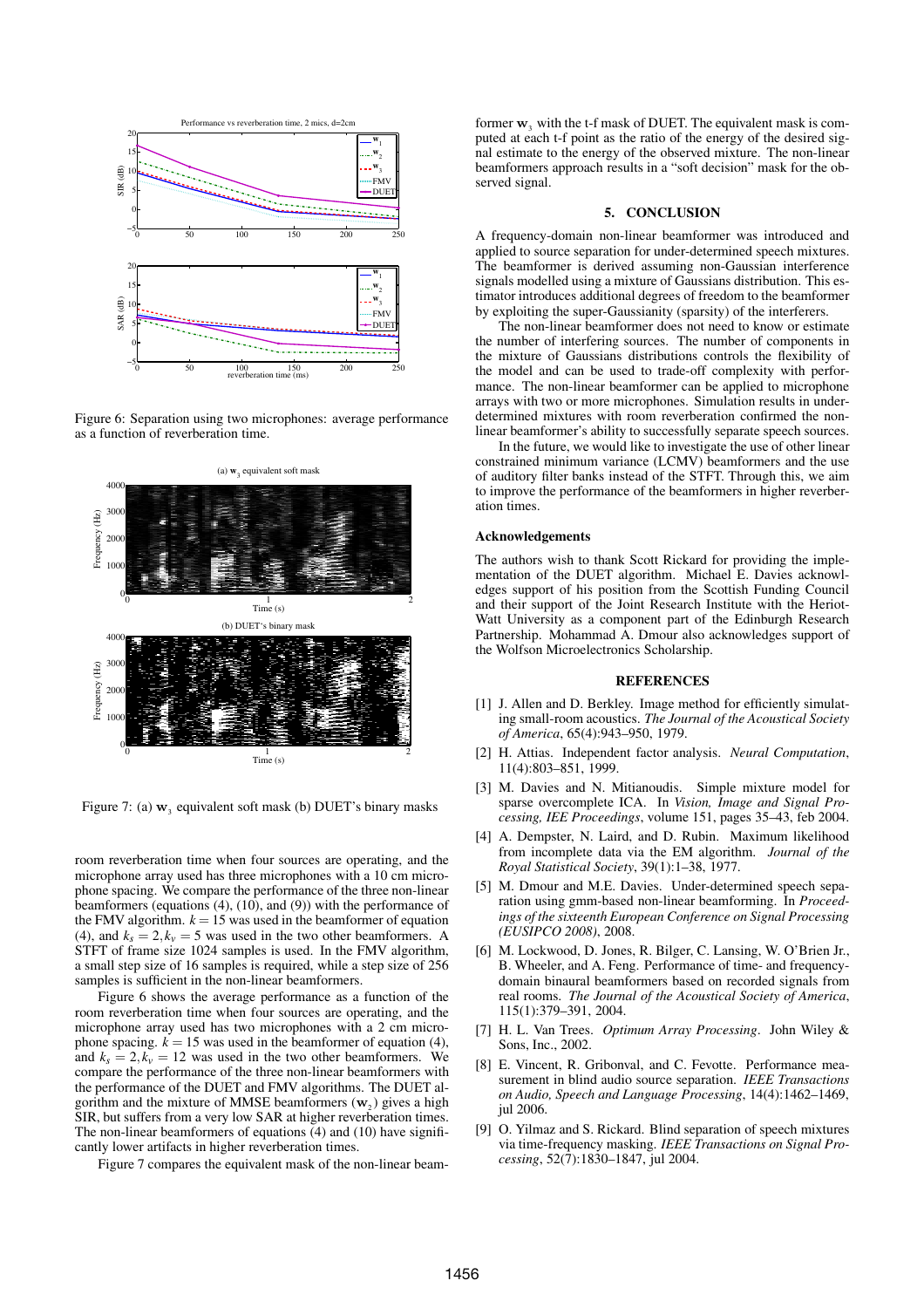Performance vs reverberation time, 2 mics, d=2cm

SIR (dB)

20
15
10
5
0
−5

0 50 100 150 200 250

$\mathbf{w}_1$
$\mathbf{w}_2$
$\mathbf{w}_3$
FMV
DUET

SAR (dB)

20
15
10
5
0
−5

0 50 100 150 200 250

reverberation time (ms)

$\mathbf{w}_1$
$\mathbf{w}_2$
$\mathbf{w}_3$
FMV
DUET

Figure 6: Separation using two microphones: average performance as a function of reverberation time.

(a) $\mathbf{w}_3$ equivalent soft mask

Frequency (Hz)

4000
3000
2000
1000
0

0 1 2

Time (s)

(b) DUET's binary mask

Frequency (Hz)

4000
3000
2000
1000
0

0 1 2

Time (s)

Figure 7: (a) $\mathbf{w}_3$ equivalent soft mask (b) DUET's binary masks

room reverberation time when four sources are operating, and the microphone array used has three microphones with a 10 cm microphone spacing. We compare the performance of the three non-linear beamformers (equations (4), (10), and (9)) with the performance of the FMV algorithm. $k = 15$ was used in the beamformer of equation (4), and $k_s = 2, k_v = 5$ was used in the two other beamformers. A STFT of frame size 1024 samples is used. In the FMV algorithm, a small step size of 16 samples is required, while a step size of 256 samples is sufficient in the non-linear beamformers.

Figure 6 shows the average performance as a function of the room reverberation time when four sources are operating, and the microphone array used has two microphones with a 2 cm microphone spacing. $k = 15$ was used in the beamformer of equation (4), and $k_s = 2, k_v = 12$ was used in the two other beamformers. We compare the performance of the three non-linear beamformers with the performance of the DUET and FMV algorithms. The DUET algorithm and the mixture of MMSE beamformers ($\mathbf{w}_2$) gives a high SIR, but suffers from a very low SAR at higher reverberation times. The non-linear beamformers of equations (4) and (10) have significantly lower artifacts in higher reverberation times.

Figure 7 compares the equivalent mask of the non-linear beamformer $\mathbf{w}_3$ with the t-f mask of DUET. The equivalent mask is computed at each t-f point as the ratio of the energy of the desired signal estimate to the energy of the observed mixture. The non-linear beamformers approach results in a "soft decision" mask for the observed signal.

## 5. CONCLUSION

A frequency-domain non-linear beamformer was introduced and applied to source separation for under-determined speech mixtures. The beamformer is derived assuming non-Gaussian interference signals modelled using a mixture of Gaussians distribution. This estimator introduces additional degrees of freedom to the beamformer by exploiting the super-Gaussianity (sparsity) of the interferers.

The non-linear beamformer does not need to know or estimate the number of interfering sources. The number of components in the mixture of Gaussians distributions controls the flexibility of the model and can be used to trade-off complexity with performance. The non-linear beamformer can be applied to microphone arrays with two or more microphones. Simulation results in under-determined mixtures with room reverberation confirmed the non-linear beamformer's ability to successfully separate speech sources.

In the future, we would like to investigate the use of other linear constrained minimum variance (LCMV) beamformers and the use of auditory filter banks instead of the STFT. Through this, we aim to improve the performance of the beamformers in higher reverberation times.

### Acknowledgements

The authors wish to thank Scott Rickard for providing the implementation of the DUET algorithm. Michael E. Davies acknowledges support of his position from the Scottish Funding Council and their support of the Joint Research Institute with the Heriot-Watt University as a component part of the Edinburgh Research Partnership. Mohammad A. Dmour also acknowledges support of the Wolfson Microelectronics Scholarship.

## REFERENCES

[1] J. Allen and D. Berkley. Image method for efficiently simulating small-room acoustics. *The Journal of the Acoustical Society of America*, 65(4):943–950, 1979.

[2] H. Attias. Independent factor analysis. *Neural Computation*, 11(4):803–851, 1999.

[3] M. Davies and N. Mitianoudis. Simple mixture model for sparse overcomplete ICA. In *Vision, Image and Signal Processing, IEE Proceedings*, volume 151, pages 35–43, feb 2004.

[4] A. Dempster, N. Laird, and D. Rubin. Maximum likelihood from incomplete data via the EM algorithm. *Journal of the Royal Statistical Society*, 39(1):1–38, 1977.

[5] M. Dmour and M.E. Davies. Under-determined speech separation using gmm-based non-linear beamforming. In *Proceedings of the sixteenth European Conference on Signal Processing (EUSIPCO 2008)*, 2008.

[6] M. Lockwood, D. Jones, R. Bilger, C. Lansing, W. O'Brien Jr., B. Wheeler, and A. Feng. Performance of time- and frequency-domain binaural beamformers based on recorded signals from real rooms. *The Journal of the Acoustical Society of America*, 115(1):379–391, 2004.

[7] H. L. Van Trees. *Optimum Array Processing*. John Wiley & Sons, Inc., 2002.

[8] E. Vincent, R. Gribonval, and C. Fevotte. Performance measurement in blind audio source separation. *IEEE Transactions on Audio, Speech and Language Processing*, 14(4):1462–1469, jul 2006.

[9] O. Yilmaz and S. Rickard. Blind separation of speech mixtures via time-frequency masking. *IEEE Transactions on Signal Processing*, 52(7):1830–1847, jul 2004.